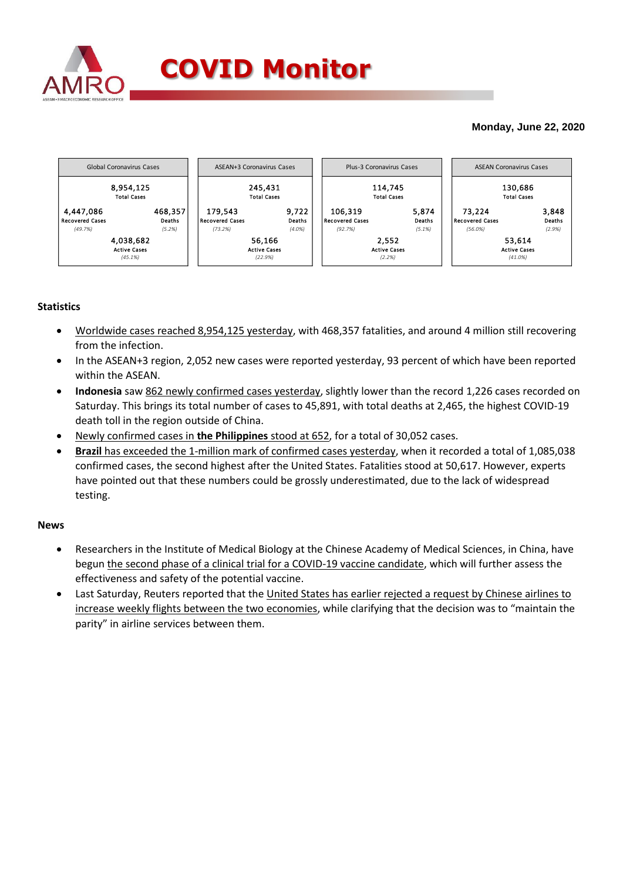# COVID Monitor

**Monday, June 22, 2020**

| Global Coronavirus Cases | ASEAN+3 Coronavirus Cases | Plus-3 Coronavirus Cases | ASEAN Coronavirus Cases |
|---|---|---|---|
| 8,954,125 Total Cases | 245,431 Total Cases | 114,745 Total Cases | 130,686 Total Cases |
| 4,447,086 Recovered Cases (49.7%) | 179,543 Recovered Cases (73.2%) | 106,319 Recovered Cases (92.7%) | 73,224 Recovered Cases (56.0%) |
| 468,357 Deaths (5.2%) | 9,722 Deaths (4.0%) | 5,874 Deaths (5.1%) | 3,848 Deaths (2.9%) |
| 4,038,682 Active Cases (45.1%) | 56,166 Active Cases (22.9%) | 2,552 Active Cases (2.2%) | 53,614 Active Cases (41.0%) |

### Statistics

- Worldwide cases reached 8,954,125 yesterday, with 468,357 fatalities, and around 4 million still recovering from the infection.
- In the ASEAN+3 region, 2,052 new cases were reported yesterday, 93 percent of which have been reported within the ASEAN.
- **Indonesia** saw 862 newly confirmed cases yesterday, slightly lower than the record 1,226 cases recorded on Saturday. This brings its total number of cases to 45,891, with total deaths at 2,465, the highest COVID-19 death toll in the region outside of China.
- Newly confirmed cases in **the Philippines** stood at 652, for a total of 30,052 cases.
- **Brazil** has exceeded the 1-million mark of confirmed cases yesterday, when it recorded a total of 1,085,038 confirmed cases, the second highest after the United States. Fatalities stood at 50,617. However, experts have pointed out that these numbers could be grossly underestimated, due to the lack of widespread testing.

### News

- Researchers in the Institute of Medical Biology at the Chinese Academy of Medical Sciences, in China, have begun the second phase of a clinical trial for a COVID-19 vaccine candidate, which will further assess the effectiveness and safety of the potential vaccine.
- Last Saturday, Reuters reported that the United States has earlier rejected a request by Chinese airlines to increase weekly flights between the two economies, while clarifying that the decision was to "maintain the parity" in airline services between them.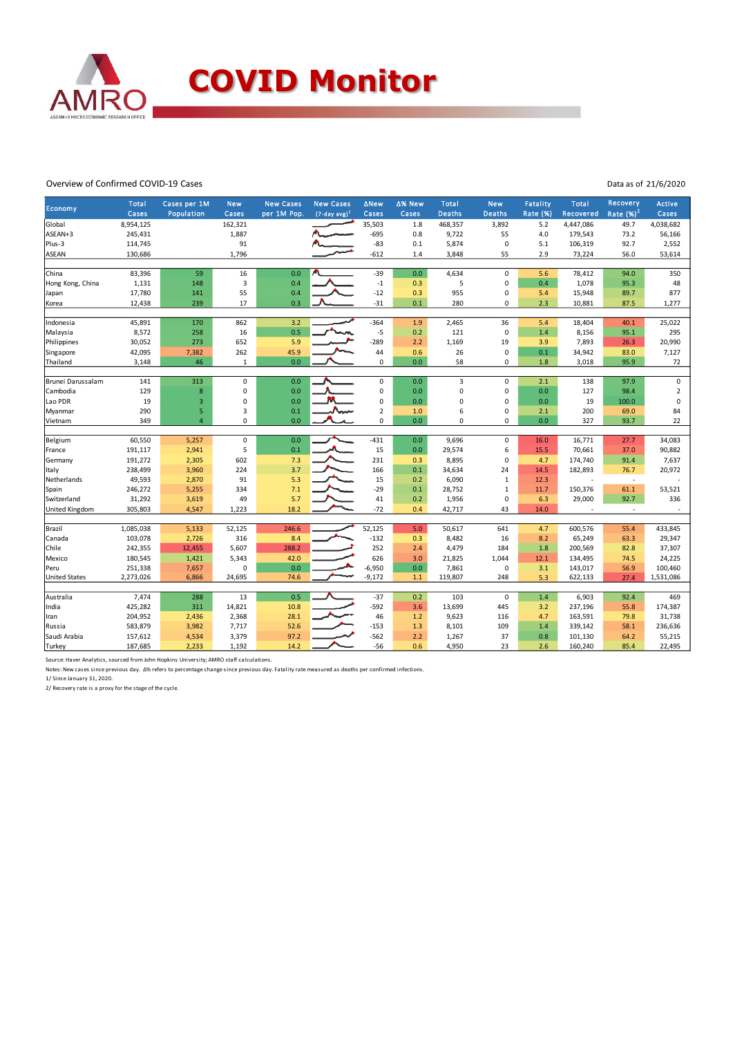# COVID Monitor

Overview of Confirmed COVID-19 Cases

Data as of 21/6/2020

| Economy | Total Cases | Cases per 1M Population | New Cases | New Cases per 1M Pop. | New Cases (7-day avg)[1] | ∆New Cases | ∆% New Cases | Total Deaths | New Deaths | Fatality Rate (%) | Total Recovered | Recovery Rate (%)[2] | Active Cases |
|---|---|---|---|---|---|---|---|---|---|---|---|---|---|
| Global | 8,954,125 | | 162,321 | | | 35,503 | 1.8 | 468,357 | 3,892 | 5.2 | 4,447,086 | 49.7 | 4,038,682 |
| ASEAN+3 | 245,431 | | 1,887 | | | -695 | 0.8 | 9,722 | 55 | 4.0 | 179,543 | 73.2 | 56,166 |
| Plus-3 | 114,745 | | 91 | | | -83 | 0.1 | 5,874 | 0 | 5.1 | 106,319 | 92.7 | 2,552 |
| ASEAN | 130,686 | | 1,796 | | | -612 | 1.4 | 3,848 | 55 | 2.9 | 73,224 | 56.0 | 53,614 |
| | | | | | | | | | | | | | |
| China | 83,396 | 59 | 16 | 0.0 | | -39 | 0.0 | 4,634 | 0 | 5.6 | 78,412 | 94.0 | 350 |
| Hong Kong, China | 1,131 | 148 | 3 | 0.4 | | -1 | 0.3 | 5 | 0 | 0.4 | 1,078 | 95.3 | 48 |
| Japan | 17,780 | 141 | 55 | 0.4 | | -12 | 0.3 | 955 | 0 | 5.4 | 15,948 | 89.7 | 877 |
| Korea | 12,438 | 239 | 17 | 0.3 | | -31 | 0.1 | 280 | 0 | 2.3 | 10,881 | 87.5 | 1,277 |
| | | | | | | | | | | | | | |
| Indonesia | 45,891 | 170 | 862 | 3.2 | | -364 | 1.9 | 2,465 | 36 | 5.4 | 18,404 | 40.1 | 25,022 |
| Malaysia | 8,572 | 258 | 16 | 0.5 | | -5 | 0.2 | 121 | 0 | 1.4 | 8,156 | 95.1 | 295 |
| Philippines | 30,052 | 273 | 652 | 5.9 | | -289 | 2.2 | 1,169 | 19 | 3.9 | 7,893 | 26.3 | 20,990 |
| Singapore | 42,095 | 7,382 | 262 | 45.9 | | 44 | 0.6 | 26 | 0 | 0.1 | 34,942 | 83.0 | 7,127 |
| Thailand | 3,148 | 46 | 1 | 0.0 | | 0 | 0.0 | 58 | 0 | 1.8 | 3,018 | 95.9 | 72 |
| | | | | | | | | | | | | | |
| Brunei Darussalam | 141 | 313 | 0 | 0.0 | | 0 | 0.0 | 3 | 0 | 2.1 | 138 | 97.9 | 0 |
| Cambodia | 129 | 8 | 0 | 0.0 | | 0 | 0.0 | 0 | 0 | 0.0 | 127 | 98.4 | 2 |
| Lao PDR | 19 | 3 | 0 | 0.0 | | 0 | 0.0 | 0 | 0 | 0.0 | 19 | 100.0 | 0 |
| Myanmar | 290 | 5 | 3 | 0.1 | | 2 | 1.0 | 6 | 0 | 2.1 | 200 | 69.0 | 84 |
| Vietnam | 349 | 4 | 0 | 0.0 | | 0 | 0.0 | 0 | 0 | 0.0 | 327 | 93.7 | 22 |
| | | | | | | | | | | | | | |
| Belgium | 60,550 | 5,257 | 0 | 0.0 | | -431 | 0.0 | 9,696 | 0 | 16.0 | 16,771 | 27.7 | 34,083 |
| France | 191,117 | 2,941 | 5 | 0.1 | | 15 | 0.0 | 29,574 | 6 | 15.5 | 70,661 | 37.0 | 90,882 |
| Germany | 191,272 | 2,305 | 602 | 7.3 | | 231 | 0.3 | 8,895 | 0 | 4.7 | 174,740 | 91.4 | 7,637 |
| Italy | 238,499 | 3,960 | 224 | 3.7 | | 166 | 0.1 | 34,634 | 24 | 14.5 | 182,893 | 76.7 | 20,972 |
| Netherlands | 49,593 | 2,870 | 91 | 5.3 | | 15 | 0.2 | 6,090 | 1 | 12.3 | - | - | - |
| Spain | 246,272 | 5,255 | 334 | 7.1 | | -29 | 0.1 | 28,752 | 1 | 11.7 | 150,376 | 61.1 | 53,521 |
| Switzerland | 31,292 | 3,619 | 49 | 5.7 | | 41 | 0.2 | 1,956 | 0 | 6.3 | 29,000 | 92.7 | 336 |
| United Kingdom | 305,803 | 4,547 | 1,223 | 18.2 | | -72 | 0.4 | 42,717 | 43 | 14.0 | - | - | - |
| | | | | | | | | | | | | | |
| Brazil | 1,085,038 | 5,133 | 52,125 | 246.6 | | 52,125 | 5.0 | 50,617 | 641 | 4.7 | 600,576 | 55.4 | 433,845 |
| Canada | 103,078 | 2,726 | 316 | 8.4 | | -132 | 0.3 | 8,482 | 16 | 8.2 | 65,249 | 63.3 | 29,347 |
| Chile | 242,355 | 12,455 | 5,607 | 288.2 | | 252 | 2.4 | 4,479 | 184 | 1.8 | 200,569 | 82.8 | 37,307 |
| Mexico | 180,545 | 1,421 | 5,343 | 42.0 | | 626 | 3.0 | 21,825 | 1,044 | 12.1 | 134,495 | 74.5 | 24,225 |
| Peru | 251,338 | 7,657 | 0 | 0.0 | | -6,950 | 0.0 | 7,861 | 0 | 3.1 | 143,017 | 56.9 | 100,460 |
| United States | 2,273,026 | 6,866 | 24,695 | 74.6 | | -9,172 | 1.1 | 119,807 | 248 | 5.3 | 622,133 | 27.4 | 1,531,086 |
| | | | | | | | | | | | | | |
| Australia | 7,474 | 288 | 13 | 0.5 | | -37 | 0.2 | 103 | 0 | 1.4 | 6,903 | 92.4 | 469 |
| India | 425,282 | 311 | 14,821 | 10.8 | | -592 | 3.6 | 13,699 | 445 | 3.2 | 237,196 | 55.8 | 174,387 |
| Iran | 204,952 | 2,436 | 2,368 | 28.1 | | 46 | 1.2 | 9,623 | 116 | 4.7 | 163,591 | 79.8 | 31,738 |
| Russia | 583,879 | 3,982 | 7,717 | 52.6 | | -153 | 1.3 | 8,101 | 109 | 1.4 | 339,142 | 58.1 | 236,636 |
| Saudi Arabia | 157,612 | 4,534 | 3,379 | 97.2 | | -562 | 2.2 | 1,267 | 37 | 0.8 | 101,130 | 64.2 | 55,215 |
| Turkey | 187,685 | 2,233 | 1,192 | 14.2 | | -56 | 0.6 | 4,950 | 23 | 2.6 | 160,240 | 85.4 | 22,495 |

Source: Haver Analytics, sourced from John Hopkins University; AMRO staff calculations.

Notes: New cases since previous day. ∆% refers to percentage change since previous day. Fatality rate measured as deaths per confirmed infections.

1/ Since January 31, 2020.

2/ Recovery rate is a proxy for the stage of the cycle.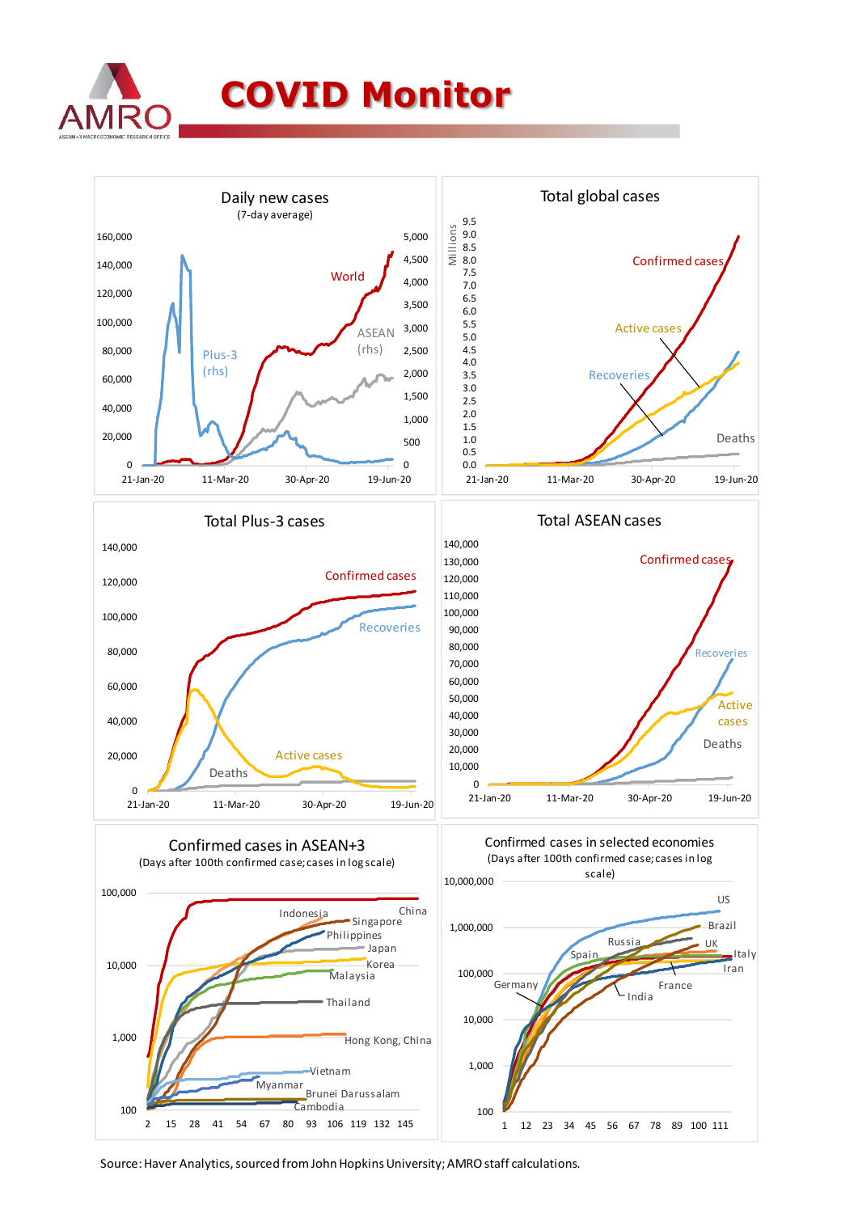# COVID Monitor

AMRO

ASEAN+3 MACROECONOMIC RESEARCH OFFICE

## Daily new cases

(7-day average)

160,000
140,000
120,000
100,000
80,000
60,000
40,000
20,000
0

5,000
4,500
4,000
3,500
3,000
2,500
2,000
1,500
1,000
500
0

World

ASEAN (rhs)

Plus-3 (rhs)

21-Jan-20 11-Mar-20 30-Apr-20 19-Jun-20

## Total global cases

Millions

9.5
9.0
8.5
8.0
7.5
7.0
6.5
6.0
5.5
5.0
4.5
4.0
3.5
3.0
2.5
2.0
1.5
1.0
0.5
0.0

Confirmed cases

Active cases

Recoveries

Deaths

21-Jan-20 11-Mar-20 30-Apr-20 19-Jun-20

## Total Plus-3 cases

140,000
120,000
100,000
80,000
60,000
40,000
20,000
0

Confirmed cases

Recoveries

Active cases

Deaths

21-Jan-20 11-Mar-20 30-Apr-20 19-Jun-20

## Total ASEAN cases

140,000
130,000
120,000
110,000
100,000
90,000
80,000
70,000
60,000
50,000
40,000
30,000
20,000
10,000
0

Confirmed cases

Recoveries

Active cases

Deaths

21-Jan-20 11-Mar-20 30-Apr-20 19-Jun-20

## Confirmed cases in ASEAN+3

(Days after 100th confirmed case; cases in log scale)

100,000
10,000
1,000
100

China
Indonesia
Singapore
Philippines
Japan
Korea
Malaysia
Thailand
Hong Kong, China
Vietnam
Myanmar
Brunei Darussalam
Cambodia

2 15 28 41 54 67 80 93 106 119 132 145

## Confirmed cases in selected economies

(Days after 100th confirmed case; cases in log scale)

10,000,000
1,000,000
100,000
10,000
1,000
100

US
Brazil
Russia
UK
Spain
Italy
Iran
Germany
France
India

1 12 23 34 45 56 67 78 89 100 111

Source: Haver Analytics, sourced from John Hopkins University; AMRO staff calculations.